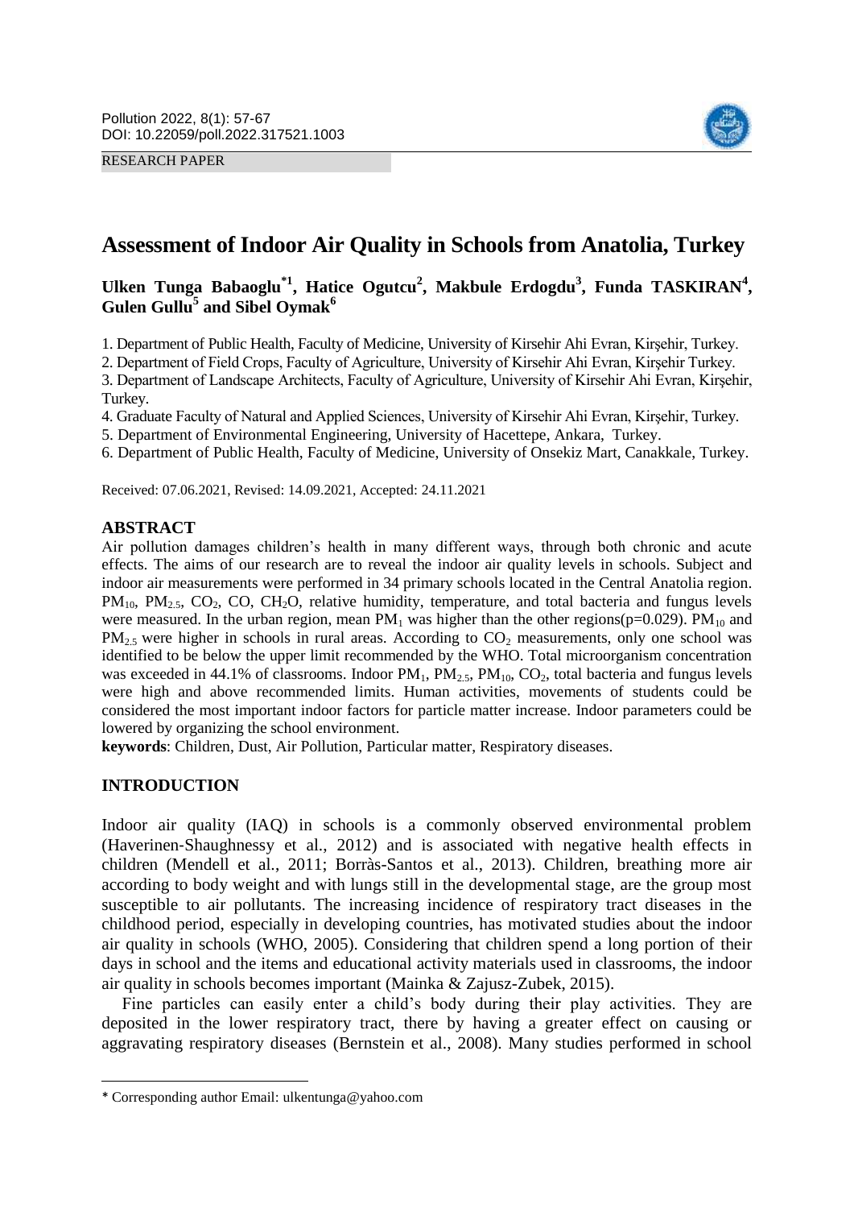RESEARCH PAPER

# Assessment of Indoor Air Quality in Schools from Anatolia, Turkey

**Ulken Tunga Babaoglu[*1], Hatice Ogutcu[2], Makbule Erdogdu[3], Funda TASKIRAN[4], Gulen Gullu[5] and Sibel Oymak[6]**

1. Department of Public Health, Faculty of Medicine, University of Kirsehir Ahi Evran, Kirşehir, Turkey.
2. Department of Field Crops, Faculty of Agriculture, University of Kirsehir Ahi Evran, Kirşehir Turkey.
3. Department of Landscape Architects, Faculty of Agriculture, University of Kirsehir Ahi Evran, Kirşehir, Turkey.
4. Graduate Faculty of Natural and Applied Sciences, University of Kirsehir Ahi Evran, Kirşehir, Turkey.
5. Department of Environmental Engineering, University of Hacettepe, Ankara, Turkey.
6. Department of Public Health, Faculty of Medicine, University of Onsekiz Mart, Canakkale, Turkey.

Received: 07.06.2021, Revised: 14.09.2021, Accepted: 24.11.2021

## ABSTRACT

Air pollution damages children's health in many different ways, through both chronic and acute effects. The aims of our research are to reveal the indoor air quality levels in schools. Subject and indoor air measurements were performed in 34 primary schools located in the Central Anatolia region. $PM_{10}$, $PM_{2.5}$, $CO_2$, CO, $CH_2O$, relative humidity, temperature, and total bacteria and fungus levels were measured. In the urban region, mean $PM_1$ was higher than the other regions($p=0.029$). $PM_{10}$ and $PM_{2.5}$ were higher in schools in rural areas. According to $CO_2$ measurements, only one school was identified to be below the upper limit recommended by the WHO. Total microorganism concentration was exceeded in 44.1% of classrooms. Indoor $PM_1$, $PM_{2.5}$, $PM_{10}$, $CO_2$, total bacteria and fungus levels were high and above recommended limits. Human activities, movements of students could be considered the most important indoor factors for particle matter increase. Indoor parameters could be lowered by organizing the school environment.

**keywords**: Children, Dust, Air Pollution, Particular matter, Respiratory diseases.

## INTRODUCTION

Indoor air quality (IAQ) in schools is a commonly observed environmental problem (Haverinen-Shaughnessy et al., 2012) and is associated with negative health effects in children (Mendell et al., 2011; Borràs-Santos et al., 2013). Children, breathing more air according to body weight and with lungs still in the developmental stage, are the group most susceptible to air pollutants. The increasing incidence of respiratory tract diseases in the childhood period, especially in developing countries, has motivated studies about the indoor air quality in schools (WHO, 2005). Considering that children spend a long portion of their days in school and the items and educational activity materials used in classrooms, the indoor air quality in schools becomes important (Mainka & Zajusz-Zubek, 2015).

Fine particles can easily enter a child's body during their play activities. They are deposited in the lower respiratory tract, there by having a greater effect on causing or aggravating respiratory diseases (Bernstein et al., 2008). Many studies performed in school

* Corresponding author Email: ulkentunga@yahoo.com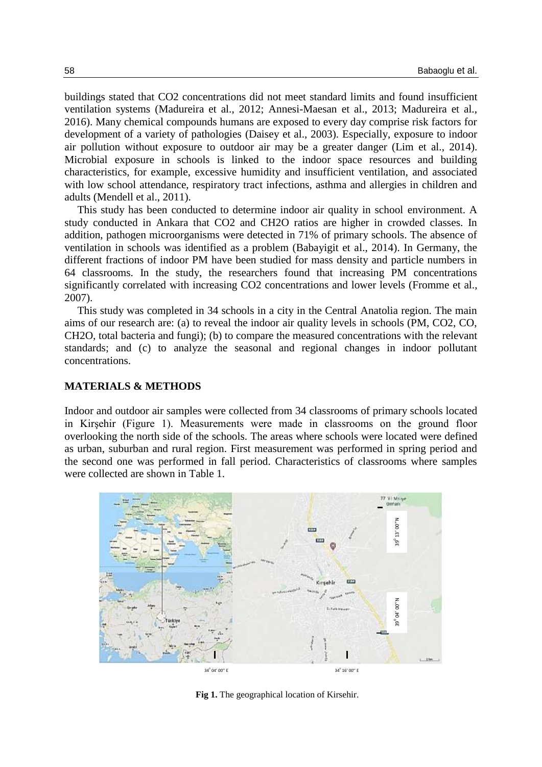buildings stated that CO2 concentrations did not meet standard limits and found insufficient ventilation systems (Madureira et al., 2012; Annesi-Maesan et al., 2013; Madureira et al., 2016). Many chemical compounds humans are exposed to every day comprise risk factors for development of a variety of pathologies (Daisey et al., 2003). Especially, exposure to indoor air pollution without exposure to outdoor air may be a greater danger (Lim et al., 2014). Microbial exposure in schools is linked to the indoor space resources and building characteristics, for example, excessive humidity and insufficient ventilation, and associated with low school attendance, respiratory tract infections, asthma and allergies in children and adults (Mendell et al., 2011).

This study has been conducted to determine indoor air quality in school environment. A study conducted in Ankara that CO2 and CH2O ratios are higher in crowded classes. In addition, pathogen microorganisms were detected in 71% of primary schools. The absence of ventilation in schools was identified as a problem (Babayigit et al., 2014). In Germany, the different fractions of indoor PM have been studied for mass density and particle numbers in 64 classrooms. In the study, the researchers found that increasing PM concentrations significantly correlated with increasing CO2 concentrations and lower levels (Fromme et al., 2007).

This study was completed in 34 schools in a city in the Central Anatolia region. The main aims of our research are: (a) to reveal the indoor air quality levels in schools (PM, CO2, CO, CH2O, total bacteria and fungi); (b) to compare the measured concentrations with the relevant standards; and (c) to analyze the seasonal and regional changes in indoor pollutant concentrations.

## MATERIALS & METHODS

Indoor and outdoor air samples were collected from 34 classrooms of primary schools located in Kirşehir (Figure 1). Measurements were made in classrooms on the ground floor overlooking the north side of the schools. The areas where schools were located were defined as urban, suburban and rural region. First measurement was performed in spring period and the second one was performed in fall period. Characteristics of classrooms where samples were collected are shown in Table 1.

**Fig 1.** The geographical location of Kirsehir.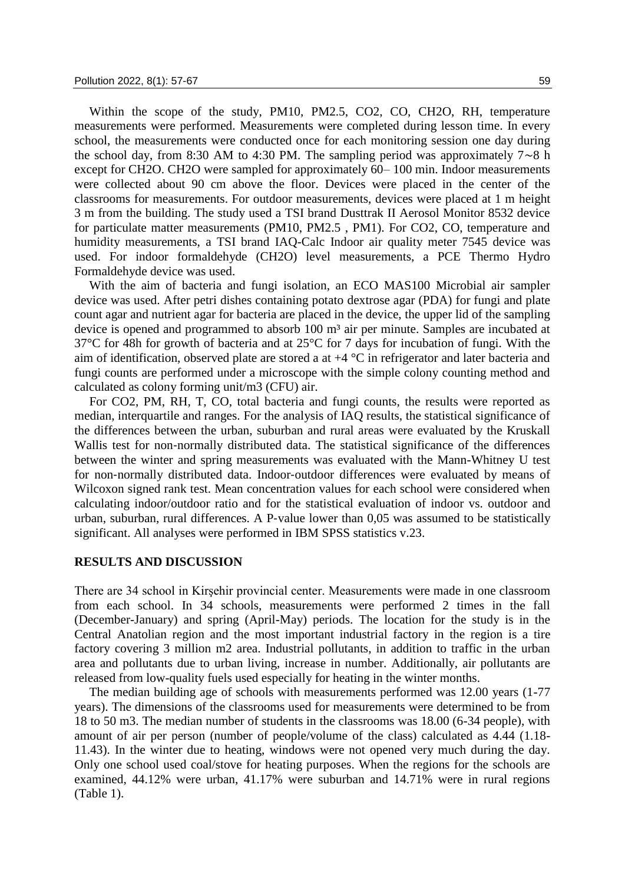Within the scope of the study, PM10, PM2.5, $CO_2$, CO, $CH_2O$, RH, temperature measurements were performed. Measurements were completed during lesson time. In every school, the measurements were conducted once for each monitoring session one day during the school day, from 8:30 AM to 4:30 PM. The sampling period was approximately 7∼8 h except for $CH_2O$. $CH_2O$ were sampled for approximately 60– 100 min. Indoor measurements were collected about 90 cm above the floor. Devices were placed in the center of the classrooms for measurements. For outdoor measurements, devices were placed at 1 m height 3 m from the building. The study used a TSI brand Dusttrak II Aerosol Monitor 8532 device for particulate matter measurements (PM10, PM2.5 , PM1). For $CO_2$, CO, temperature and humidity measurements, a TSI brand IAQ-Calc Indoor air quality meter 7545 device was used. For indoor formaldehyde ($CH_2O$) level measurements, a PCE Thermo Hydro Formaldehyde device was used.

With the aim of bacteria and fungi isolation, an ECO MAS100 Microbial air sampler device was used. After petri dishes containing potato dextrose agar (PDA) for fungi and plate count agar and nutrient agar for bacteria are placed in the device, the upper lid of the sampling device is opened and programmed to absorb 100 $m^3$ air per minute. Samples are incubated at 37°C for 48h for growth of bacteria and at 25°C for 7 days for incubation of fungi. With the aim of identification, observed plate are stored a at +4 °C in refrigerator and later bacteria and fungi counts are performed under a microscope with the simple colony counting method and calculated as colony forming unit/m3 (CFU) air.

For $CO_2$, PM, RH, T, CO, total bacteria and fungi counts, the results were reported as median, interquartile and ranges. For the analysis of IAQ results, the statistical significance of the differences between the urban, suburban and rural areas were evaluated by the Kruskall Wallis test for non-normally distributed data. The statistical significance of the differences between the winter and spring measurements was evaluated with the Mann-Whitney U test for non-normally distributed data. Indoor-outdoor differences were evaluated by means of Wilcoxon signed rank test. Mean concentration values for each school were considered when calculating indoor/outdoor ratio and for the statistical evaluation of indoor vs. outdoor and urban, suburban, rural differences. A P-value lower than 0,05 was assumed to be statistically significant. All analyses were performed in IBM SPSS statistics v.23.

## RESULTS AND DISCUSSION

There are 34 school in Kirşehir provincial center. Measurements were made in one classroom from each school. In 34 schools, measurements were performed 2 times in the fall (December-January) and spring (April-May) periods. The location for the study is in the Central Anatolian region and the most important industrial factory in the region is a tire factory covering 3 million m2 area. Industrial pollutants, in addition to traffic in the urban area and pollutants due to urban living, increase in number. Additionally, air pollutants are released from low-quality fuels used especially for heating in the winter months.

The median building age of schools with measurements performed was 12.00 years (1-77 years). The dimensions of the classrooms used for measurements were determined to be from 18 to 50 m3. The median number of students in the classrooms was 18.00 (6-34 people), with amount of air per person (number of people/volume of the class) calculated as 4.44 (1.18-11.43). In the winter due to heating, windows were not opened very much during the day. Only one school used coal/stove for heating purposes. When the regions for the schools are examined, 44.12% were urban, 41.17% were suburban and 14.71% were in rural regions (Table 1).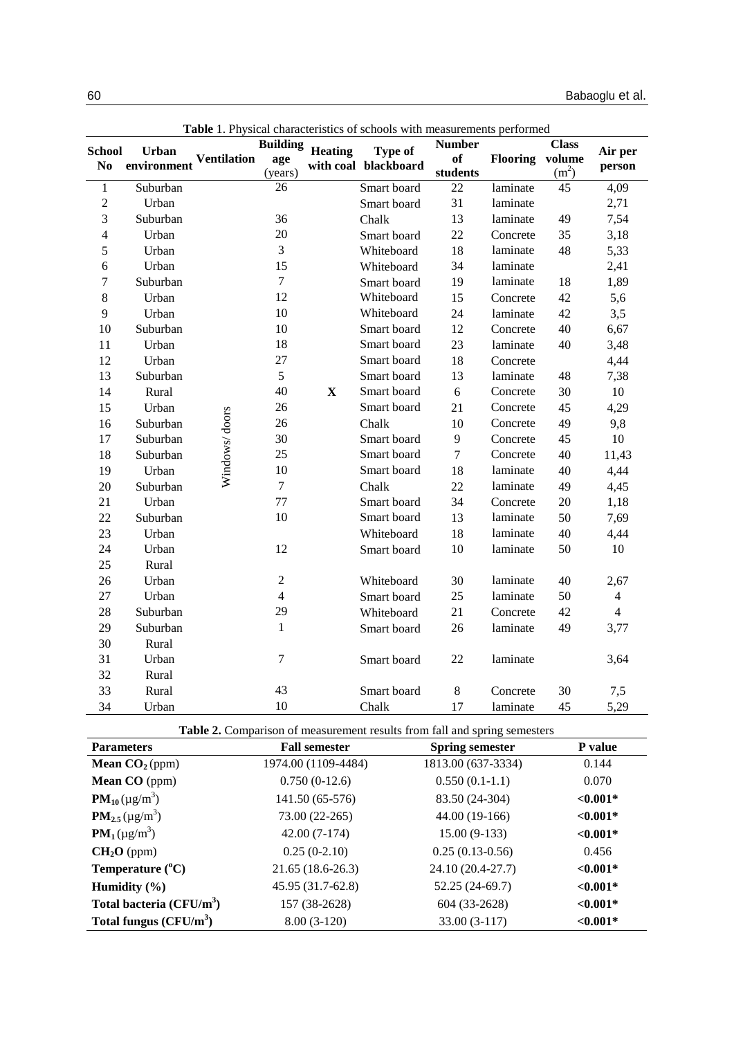**Table** 1. Physical characteristics of schools with measurements performed

| School No | Urban environment | Ventilation | Building age (years) | Heating with coal | Type of blackboard | Number of students | Flooring | Class volume ($m^2$) | Air per person |
|---|---|---|---|---|---|---|---|---|---|
| 1 | Suburban | Windows/ doors | 26 | | Smart board | 22 | laminate | 45 | 4,09 |
| 2 | Urban | | | | Smart board | 31 | laminate | | 2,71 |
| 3 | Suburban | | 36 | | Chalk | 13 | laminate | 49 | 7,54 |
| 4 | Urban | | 20 | | Smart board | 22 | Concrete | 35 | 3,18 |
| 5 | Urban | | 3 | | Whiteboard | 18 | laminate | 48 | 5,33 |
| 6 | Urban | | 15 | | Whiteboard | 34 | laminate | | 2,41 |
| 7 | Suburban | | 7 | | Smart board | 19 | laminate | 18 | 1,89 |
| 8 | Urban | | 12 | | Whiteboard | 15 | Concrete | 42 | 5,6 |
| 9 | Urban | | 10 | | Whiteboard | 24 | laminate | 42 | 3,5 |
| 10 | Suburban | | 10 | | Smart board | 12 | Concrete | 40 | 6,67 |
| 11 | Urban | | 18 | | Smart board | 23 | laminate | 40 | 3,48 |
| 12 | Urban | | 27 | | Smart board | 18 | Concrete | | 4,44 |
| 13 | Suburban | | 5 | | Smart board | 13 | laminate | 48 | 7,38 |
| 14 | Rural | | 40 | **X** | Smart board | 6 | Concrete | 30 | 10 |
| 15 | Urban | | 26 | | Smart board | 21 | Concrete | 45 | 4,29 |
| 16 | Suburban | | 26 | | Chalk | 10 | Concrete | 49 | 9,8 |
| 17 | Suburban | | 30 | | Smart board | 9 | Concrete | 45 | 10 |
| 18 | Suburban | | 25 | | Smart board | 7 | Concrete | 40 | 11,43 |
| 19 | Urban | | 10 | | Smart board | 18 | laminate | 40 | 4,44 |
| 20 | Suburban | | 7 | | Chalk | 22 | laminate | 49 | 4,45 |
| 21 | Urban | | 77 | | Smart board | 34 | Concrete | 20 | 1,18 |
| 22 | Suburban | | 10 | | Smart board | 13 | laminate | 50 | 7,69 |
| 23 | Urban | | | | Whiteboard | 18 | laminate | 40 | 4,44 |
| 24 | Urban | | 12 | | Smart board | 10 | laminate | 50 | 10 |
| 25 | Rural | | | | | | | | |
| 26 | Urban | | 2 | | Whiteboard | 30 | laminate | 40 | 2,67 |
| 27 | Urban | | 4 | | Smart board | 25 | laminate | 50 | 4 |
| 28 | Suburban | | 29 | | Whiteboard | 21 | Concrete | 42 | 4 |
| 29 | Suburban | | 1 | | Smart board | 26 | laminate | 49 | 3,77 |
| 30 | Rural | | | | | | | | |
| 31 | Urban | | 7 | | Smart board | 22 | laminate | | 3,64 |
| 32 | Rural | | | | | | | | |
| 33 | Rural | | 43 | | Smart board | 8 | Concrete | 30 | 7,5 |
| 34 | Urban | | 10 | | Chalk | 17 | laminate | 45 | 5,29 |

**Table 2.** Comparison of measurement results from fall and spring semesters

| Parameters | Fall semester | Spring semester | P value |
|---|---|---|---|
| **Mean $CO_2$** (ppm) | 1974.00 (1109-4484) | 1813.00 (637-3334) | 0.144 |
| **Mean CO** (ppm) | 0.750 (0-12.6) | 0.550 (0.1-1.1) | 0.070 |
| **$PM_{10}$** ($\mu g/m^3$) | 141.50 (65-576) | 83.50 (24-304) | **<0.001*** |
| **$PM_{2.5}$** ($\mu g/m^3$) | 73.00 (22-265) | 44.00 (19-166) | **<0.001*** |
| **$PM_1$** ($\mu g/m^3$) | 42.00 (7-174) | 15.00 (9-133) | **<0.001*** |
| **$CH_2O$** (ppm) | 0.25 (0-2.10) | 0.25 (0.13-0.56) | 0.456 |
| **Temperature ($^oC$)** | 21.65 (18.6-26.3) | 24.10 (20.4-27.7) | **<0.001*** |
| **Humidity (%)** | 45.95 (31.7-62.8) | 52.25 (24-69.7) | **<0.001*** |
| **Total bacteria ($CFU/m^3$)** | 157 (38-2628) | 604 (33-2628) | **<0.001*** |
| **Total fungus ($CFU/m^3$)** | 8.00 (3-120) | 33.00 (3-117) | **<0.001*** |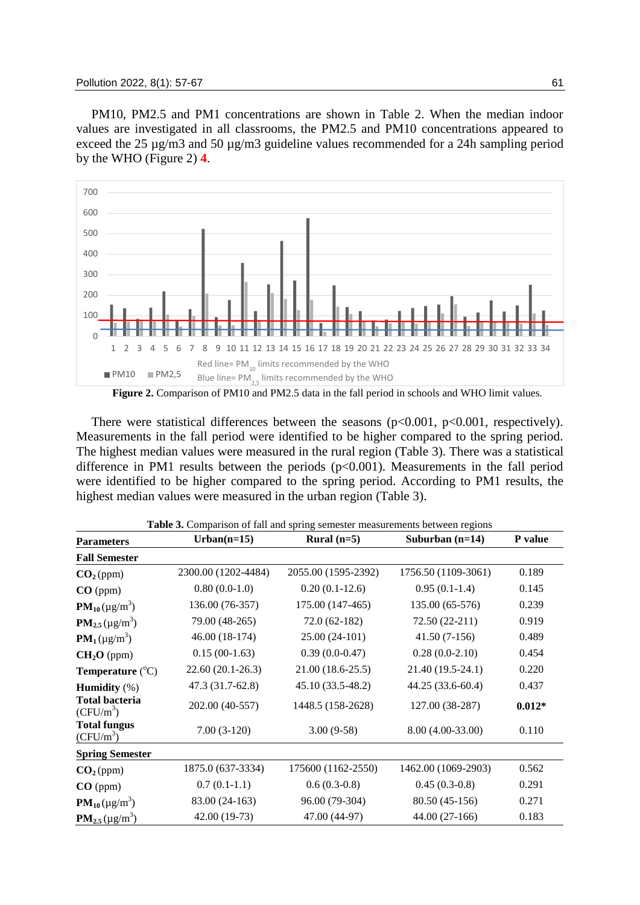PM10, PM2.5 and PM1 concentrations are shown in Table 2. When the median indoor values are investigated in all classrooms, the PM2.5 and PM10 concentrations appeared to exceed the 25 µg/m3 and 50 µg/m3 guideline values recommended for a 24h sampling period by the WHO (Figure 2) **4**.

**Figure 2.** Comparison of PM10 and PM2.5 data in the fall period in schools and WHO limit values.

There were statistical differences between the seasons ($p<0.001$, $p<0.001$, respectively). Measurements in the fall period were identified to be higher compared to the spring period. The highest median values were measured in the rural region (Table 3). There was a statistical difference in PM1 results between the periods ($p<0.001$). Measurements in the fall period were identified to be higher compared to the spring period. According to PM1 results, the highest median values were measured in the urban region (Table 3).

**Table 3.** Comparison of fall and spring semester measurements between regions

| Parameters | Urban(n=15) | Rural (n=5) | Suburban (n=14) | P value |
|---|---|---|---|---|
| **Fall Semester** | | | | |
| $CO_2$ (ppm) | 2300.00 (1202-4484) | 2055.00 (1595-2392) | 1756.50 (1109-3061) | 0.189 |
| **CO** (ppm) | 0.80 (0.0-1.0) | 0.20 (0.1-12.6) | 0.95 (0.1-1.4) | 0.145 |
| $PM_{10}$ (µg/m$^3$) | 136.00 (76-357) | 175.00 (147-465) | 135.00 (65-576) | 0.239 |
| $PM_{2.5}$ (µg/m$^3$) | 79.00 (48-265) | 72.0 (62-182) | 72.50 (22-211) | 0.919 |
| $PM_1$ (µg/m$^3$) | 46.00 (18-174) | 25.00 (24-101) | 41.50 (7-156) | 0.489 |
| $CH_2O$ (ppm) | 0.15 (00-1.63) | 0.39 (0.0-0.47) | 0.28 (0.0-2.10) | 0.454 |
| **Temperature** (°C) | 22.60 (20.1-26.3) | 21.00 (18.6-25.5) | 21.40 (19.5-24.1) | 0.220 |
| **Humidity** (%) | 47.3 (31.7-62.8) | 45.10 (33.5-48.2) | 44.25 (33.6-60.4) | 0.437 |
| **Total bacteria** (CFU/m$^3$) | 202.00 (40-557) | 1448.5 (158-2628) | 127.00 (38-287) | **0.012*** |
| **Total fungus** (CFU/m$^3$) | 7.00 (3-120) | 3.00 (9-58) | 8.00 (4.00-33.00) | 0.110 |
| **Spring Semester** | | | | |
| $CO_2$ (ppm) | 1875.0 (637-3334) | 175600 (1162-2550) | 1462.00 (1069-2903) | 0.562 |
| **CO** (ppm) | 0.7 (0.1-1.1) | 0.6 (0.3-0.8) | 0.45 (0.3-0.8) | 0.291 |
| $PM_{10}$ (µg/m$^3$) | 83.00 (24-163) | 96.00 (79-304) | 80.50 (45-156) | 0.271 |
| $PM_{2.5}$ (µg/m$^3$) | 42.00 (19-73) | 47.00 (44-97) | 44.00 (27-166) | 0.183 |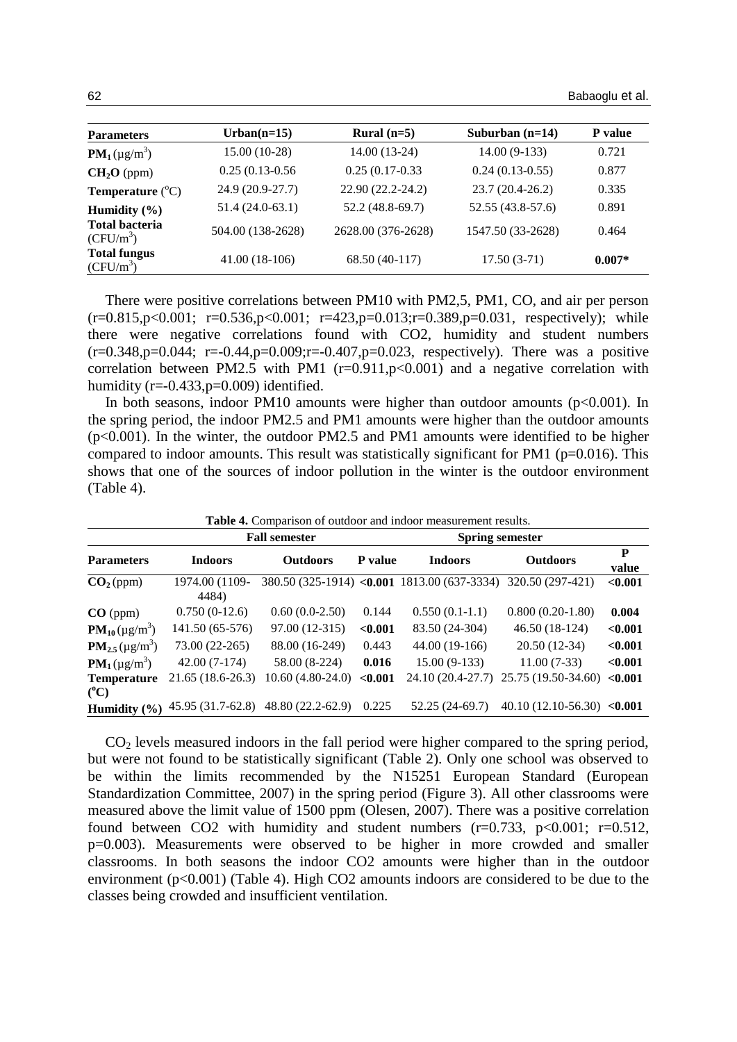| Parameters | Urban(n=15) | Rural (n=5) | Suburban (n=14) | P value |
|---|---|---|---|---|
| **$PM_1$** ($\mu g/m^3$) | 15.00 (10-28) | 14.00 (13-24) | 14.00 (9-133) | 0.721 |
| **$CH_2O$** (ppm) | 0.25 (0.13-0.56 | 0.25 (0.17-0.33 | 0.24 (0.13-0.55) | 0.877 |
| **Temperature** ($^oC$) | 24.9 (20.9-27.7) | 22.90 (22.2-24.2) | 23.7 (20.4-26.2) | 0.335 |
| **Humidity (%)** | 51.4 (24.0-63.1) | 52.2 (48.8-69.7) | 52.55 (43.8-57.6) | 0.891 |
| **Total bacteria** ($CFU/m^3$) | 504.00 (138-2628) | 2628.00 (376-2628) | 1547.50 (33-2628) | 0.464 |
| **Total fungus** ($CFU/m^3$) | 41.00 (18-106) | 68.50 (40-117) | 17.50 (3-71) | **0.007*** |

There were positive correlations between PM10 with PM2,5, PM1, CO, and air per person (r=0.815,p<0.001; r=0.536,p<0.001; r=423,p=0.013;r=0.389,p=0.031, respectively); while there were negative correlations found with CO2, humidity and student numbers (r=0.348,p=0.044; r=-0.44,p=0.009;r=-0.407,p=0.023, respectively). There was a positive correlation between PM2.5 with PM1 (r=0.911,p<0.001) and a negative correlation with humidity (r=-0.433,p=0.009) identified.

In both seasons, indoor PM10 amounts were higher than outdoor amounts (p<0.001). In the spring period, the indoor PM2.5 and PM1 amounts were higher than the outdoor amounts (p<0.001). In the winter, the outdoor PM2.5 and PM1 amounts were identified to be higher compared to indoor amounts. This result was statistically significant for PM1 (p=0.016). This shows that one of the sources of indoor pollution in the winter is the outdoor environment (Table 4).

**Table 4.** Comparison of outdoor and indoor measurement results.

| | Fall semester | | | Spring semester | | |
|---|---|---|---|---|---|---|
| **Parameters** | **Indoors** | **Outdoors** | **P value** | **Indoors** | **Outdoors** | **P value** |
| **$CO_2$** (ppm) | 1974.00 (1109-4484) | 380.50 (325-1914) | **<0.001** | 1813.00 (637-3334) | 320.50 (297-421) | **<0.001** |
| **CO** (ppm) | 0.750 (0-12.6) | 0.60 (0.0-2.50) | 0.144 | 0.550 (0.1-1.1) | 0.800 (0.20-1.80) | **0.004** |
| **$PM_{10}$** ($\mu g/m^3$) | 141.50 (65-576) | 97.00 (12-315) | **<0.001** | 83.50 (24-304) | 46.50 (18-124) | **<0.001** |
| **$PM_{2.5}$** ($\mu g/m^3$) | 73.00 (22-265) | 88.00 (16-249) | 0.443 | 44.00 (19-166) | 20.50 (12-34) | **<0.001** |
| **$PM_1$** ($\mu g/m^3$) | 42.00 (7-174) | 58.00 (8-224) | **0.016** | 15.00 (9-133) | 11.00 (7-33) | **<0.001** |
| **Temperature ($^oC$)** | 21.65 (18.6-26.3) | 10.60 (4.80-24.0) | **<0.001** | 24.10 (20.4-27.7) | 25.75 (19.50-34.60) | **<0.001** |
| **Humidity (%)** | 45.95 (31.7-62.8) | 48.80 (22.2-62.9) | 0.225 | 52.25 (24-69.7) | 40.10 (12.10-56.30) | **<0.001** |

$CO_2$ levels measured indoors in the fall period were higher compared to the spring period, but were not found to be statistically significant (Table 2). Only one school was observed to be within the limits recommended by the N15251 European Standard (European Standardization Committee, 2007) in the spring period (Figure 3). All other classrooms were measured above the limit value of 1500 ppm (Olesen, 2007). There was a positive correlation found between CO2 with humidity and student numbers (r=0.733, p<0.001; r=0.512, p=0.003). Measurements were observed to be higher in more crowded and smaller classrooms. In both seasons the indoor CO2 amounts were higher than in the outdoor environment (p<0.001) (Table 4). High CO2 amounts indoors are considered to be due to the classes being crowded and insufficient ventilation.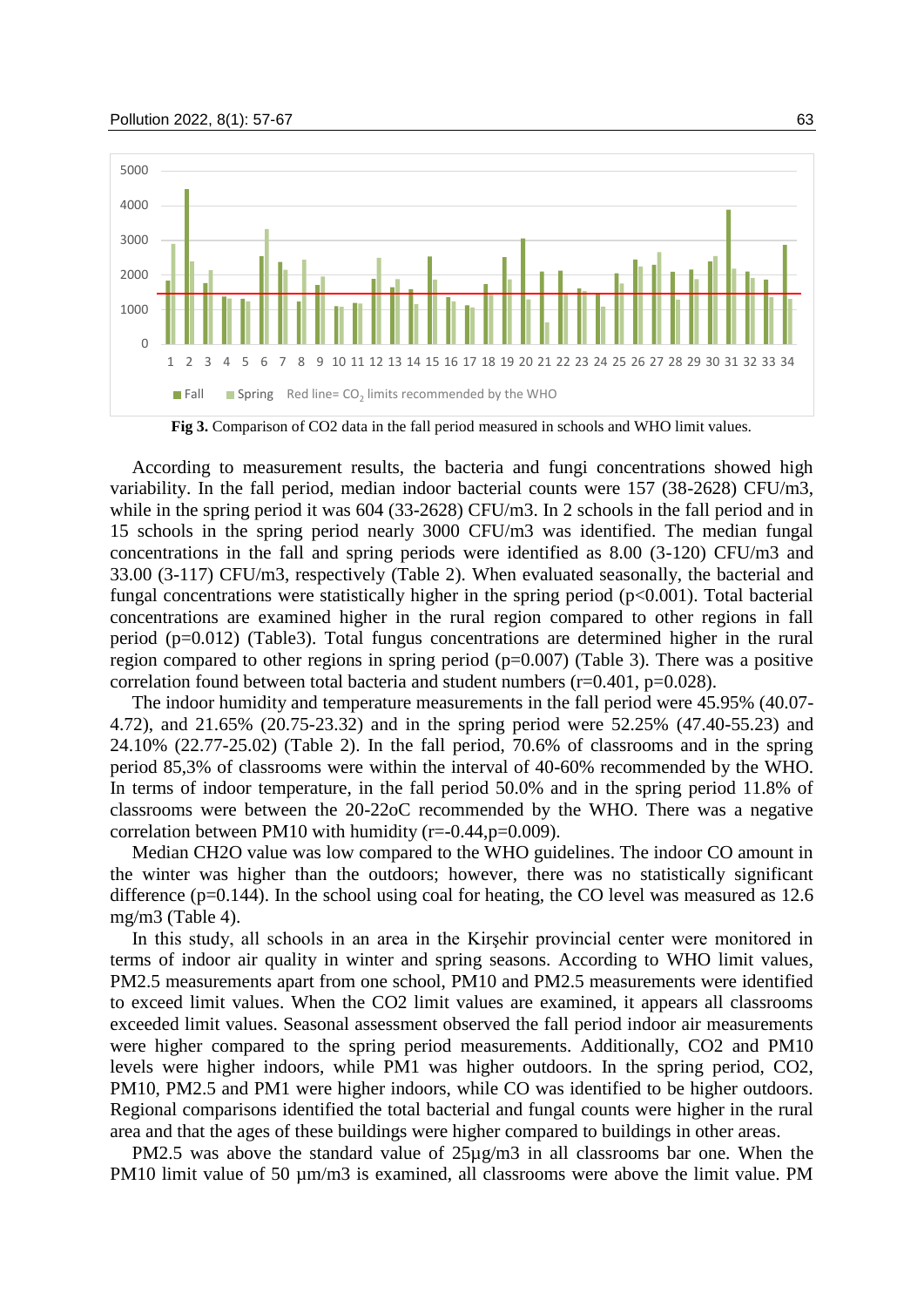**Fig 3.** Comparison of CO2 data in the fall period measured in schools and WHO limit values.

According to measurement results, the bacteria and fungi concentrations showed high variability. In the fall period, median indoor bacterial counts were 157 (38-2628) CFU/m3, while in the spring period it was 604 (33-2628) CFU/m3. In 2 schools in the fall period and in 15 schools in the spring period nearly 3000 CFU/m3 was identified. The median fungal concentrations in the fall and spring periods were identified as 8.00 (3-120) CFU/m3 and 33.00 (3-117) CFU/m3, respectively (Table 2). When evaluated seasonally, the bacterial and fungal concentrations were statistically higher in the spring period ($p<0.001$). Total bacterial concentrations are examined higher in the rural region compared to other regions in fall period ($p=0.012$) (Table3). Total fungus concentrations are determined higher in the rural region compared to other regions in spring period ($p=0.007$) (Table 3). There was a positive correlation found between total bacteria and student numbers ($r=0.401$, $p=0.028$).

The indoor humidity and temperature measurements in the fall period were 45.95% (40.07-4.72), and 21.65% (20.75-23.32) and in the spring period were 52.25% (47.40-55.23) and 24.10% (22.77-25.02) (Table 2). In the fall period, 70.6% of classrooms and in the spring period 85,3% of classrooms were within the interval of 40-60% recommended by the WHO. In terms of indoor temperature, in the fall period 50.0% and in the spring period 11.8% of classrooms were between the 20-22oC recommended by the WHO. There was a negative correlation between PM10 with humidity ($r=-0.44, p=0.009$).

Median CH2O value was low compared to the WHO guidelines. The indoor CO amount in the winter was higher than the outdoors; however, there was no statistically significant difference ($p=0.144$). In the school using coal for heating, the CO level was measured as 12.6 mg/m3 (Table 4).

In this study, all schools in an area in the Kirşehir provincial center were monitored in terms of indoor air quality in winter and spring seasons. According to WHO limit values, PM2.5 measurements apart from one school, PM10 and PM2.5 measurements were identified to exceed limit values. When the CO2 limit values are examined, it appears all classrooms exceeded limit values. Seasonal assessment observed the fall period indoor air measurements were higher compared to the spring period measurements. Additionally, CO2 and PM10 levels were higher indoors, while PM1 was higher outdoors. In the spring period, CO2, PM10, PM2.5 and PM1 were higher indoors, while CO was identified to be higher outdoors. Regional comparisons identified the total bacterial and fungal counts were higher in the rural area and that the ages of these buildings were higher compared to buildings in other areas.

PM2.5 was above the standard value of 25µg/m3 in all classrooms bar one. When the PM10 limit value of 50 µm/m3 is examined, all classrooms were above the limit value. PM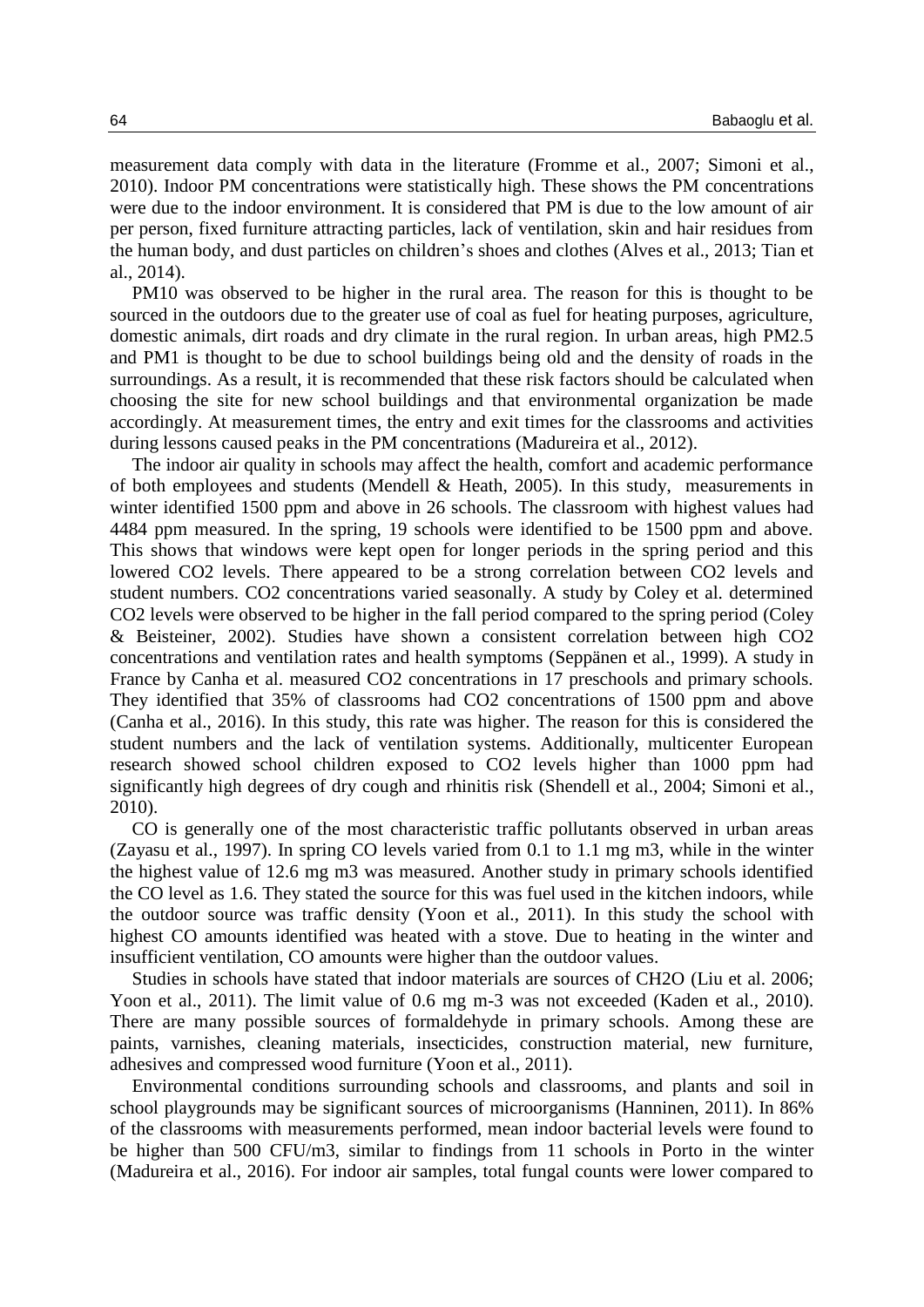measurement data comply with data in the literature (Fromme et al., 2007; Simoni et al., 2010). Indoor PM concentrations were statistically high. These shows the PM concentrations were due to the indoor environment. It is considered that PM is due to the low amount of air per person, fixed furniture attracting particles, lack of ventilation, skin and hair residues from the human body, and dust particles on children's shoes and clothes (Alves et al., 2013; Tian et al., 2014).

PM10 was observed to be higher in the rural area. The reason for this is thought to be sourced in the outdoors due to the greater use of coal as fuel for heating purposes, agriculture, domestic animals, dirt roads and dry climate in the rural region. In urban areas, high PM2.5 and PM1 is thought to be due to school buildings being old and the density of roads in the surroundings. As a result, it is recommended that these risk factors should be calculated when choosing the site for new school buildings and that environmental organization be made accordingly. At measurement times, the entry and exit times for the classrooms and activities during lessons caused peaks in the PM concentrations (Madureira et al., 2012).

The indoor air quality in schools may affect the health, comfort and academic performance of both employees and students (Mendell & Heath, 2005). In this study, measurements in winter identified 1500 ppm and above in 26 schools. The classroom with highest values had 4484 ppm measured. In the spring, 19 schools were identified to be 1500 ppm and above. This shows that windows were kept open for longer periods in the spring period and this lowered $CO_2$ levels. There appeared to be a strong correlation between $CO_2$ levels and student numbers. $CO_2$ concentrations varied seasonally. A study by Coley et al. determined $CO_2$ levels were observed to be higher in the fall period compared to the spring period (Coley & Beisteiner, 2002). Studies have shown a consistent correlation between high $CO_2$ concentrations and ventilation rates and health symptoms (Seppänen et al., 1999). A study in France by Canha et al. measured $CO_2$ concentrations in 17 preschools and primary schools. They identified that 35% of classrooms had $CO_2$ concentrations of 1500 ppm and above (Canha et al., 2016). In this study, this rate was higher. The reason for this is considered the student numbers and the lack of ventilation systems. Additionally, multicenter European research showed school children exposed to $CO_2$ levels higher than 1000 ppm had significantly high degrees of dry cough and rhinitis risk (Shendell et al., 2004; Simoni et al., 2010).

CO is generally one of the most characteristic traffic pollutants observed in urban areas (Zayasu et al., 1997). In spring CO levels varied from 0.1 to 1.1 mg m3, while in the winter the highest value of 12.6 mg m3 was measured. Another study in primary schools identified the CO level as 1.6. They stated the source for this was fuel used in the kitchen indoors, while the outdoor source was traffic density (Yoon et al., 2011). In this study the school with highest CO amounts identified was heated with a stove. Due to heating in the winter and insufficient ventilation, CO amounts were higher than the outdoor values.

Studies in schools have stated that indoor materials are sources of $CH_2O$ (Liu et al. 2006; Yoon et al., 2011). The limit value of 0.6 mg $m^{-3}$ was not exceeded (Kaden et al., 2010). There are many possible sources of formaldehyde in primary schools. Among these are paints, varnishes, cleaning materials, insecticides, construction material, new furniture, adhesives and compressed wood furniture (Yoon et al., 2011).

Environmental conditions surrounding schools and classrooms, and plants and soil in school playgrounds may be significant sources of microorganisms (Hanninen, 2011). In 86% of the classrooms with measurements performed, mean indoor bacterial levels were found to be higher than 500 CFU/m3, similar to findings from 11 schools in Porto in the winter (Madureira et al., 2016). For indoor air samples, total fungal counts were lower compared to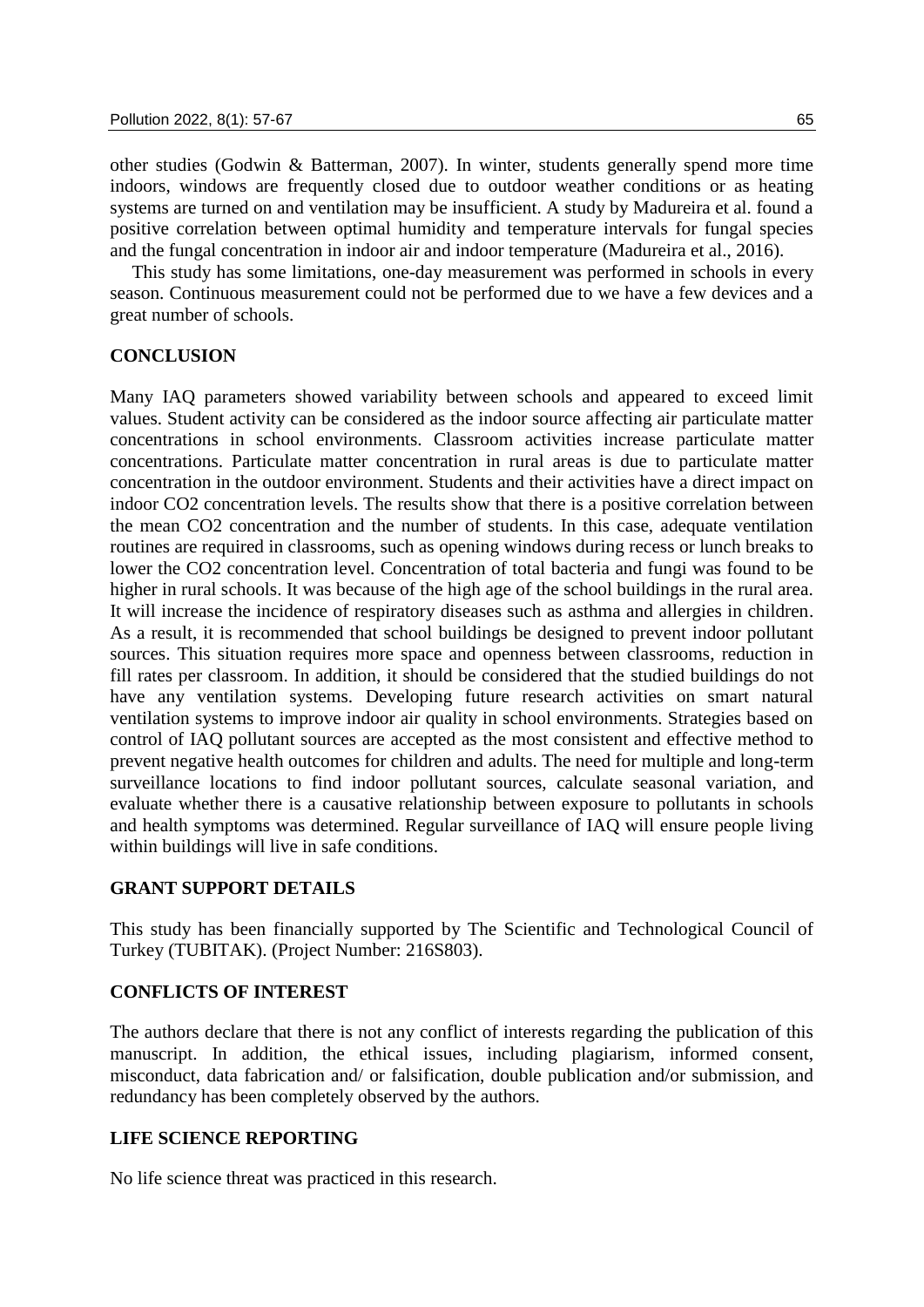other studies (Godwin & Batterman, 2007). In winter, students generally spend more time indoors, windows are frequently closed due to outdoor weather conditions or as heating systems are turned on and ventilation may be insufficient. A study by Madureira et al. found a positive correlation between optimal humidity and temperature intervals for fungal species and the fungal concentration in indoor air and indoor temperature (Madureira et al., 2016).

This study has some limitations, one-day measurement was performed in schools in every season. Continuous measurement could not be performed due to we have a few devices and a great number of schools.

## CONCLUSION

Many IAQ parameters showed variability between schools and appeared to exceed limit values. Student activity can be considered as the indoor source affecting air particulate matter concentrations in school environments. Classroom activities increase particulate matter concentrations. Particulate matter concentration in rural areas is due to particulate matter concentration in the outdoor environment. Students and their activities have a direct impact on indoor $CO_2$ concentration levels. The results show that there is a positive correlation between the mean $CO_2$ concentration and the number of students. In this case, adequate ventilation routines are required in classrooms, such as opening windows during recess or lunch breaks to lower the $CO_2$ concentration level. Concentration of total bacteria and fungi was found to be higher in rural schools. It was because of the high age of the school buildings in the rural area. It will increase the incidence of respiratory diseases such as asthma and allergies in children. As a result, it is recommended that school buildings be designed to prevent indoor pollutant sources. This situation requires more space and openness between classrooms, reduction in fill rates per classroom. In addition, it should be considered that the studied buildings do not have any ventilation systems. Developing future research activities on smart natural ventilation systems to improve indoor air quality in school environments. Strategies based on control of IAQ pollutant sources are accepted as the most consistent and effective method to prevent negative health outcomes for children and adults. The need for multiple and long-term surveillance locations to find indoor pollutant sources, calculate seasonal variation, and evaluate whether there is a causative relationship between exposure to pollutants in schools and health symptoms was determined. Regular surveillance of IAQ will ensure people living within buildings will live in safe conditions.

## GRANT SUPPORT DETAILS

This study has been financially supported by The Scientific and Technological Council of Turkey (TUBITAK). (Project Number: 216S803).

## CONFLICTS OF INTEREST

The authors declare that there is not any conflict of interests regarding the publication of this manuscript. In addition, the ethical issues, including plagiarism, informed consent, misconduct, data fabrication and/ or falsification, double publication and/or submission, and redundancy has been completely observed by the authors.

## LIFE SCIENCE REPORTING

No life science threat was practiced in this research.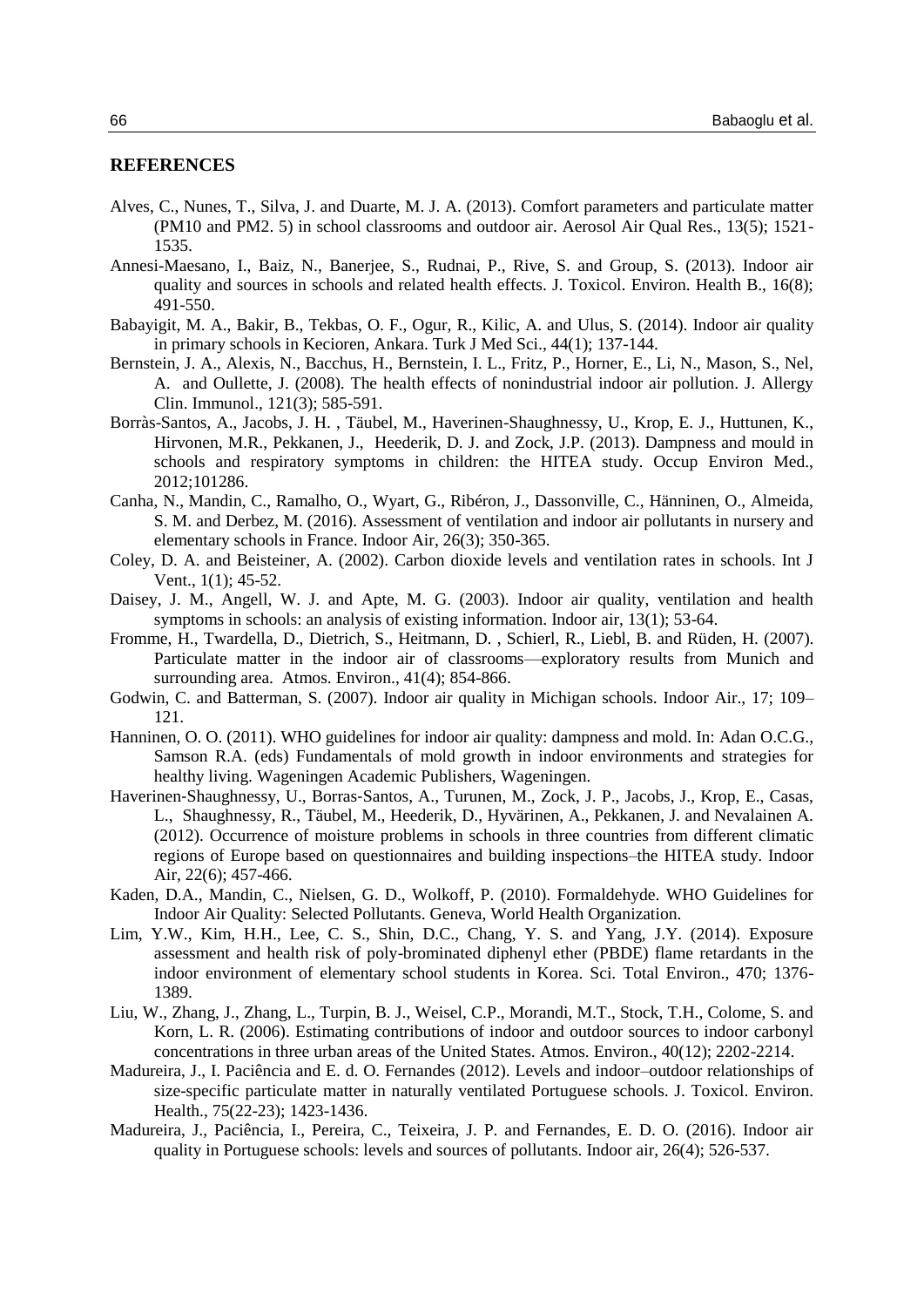## REFERENCES

Alves, C., Nunes, T., Silva, J. and Duarte, M. J. A. (2013). Comfort parameters and particulate matter (PM10 and PM2. 5) in school classrooms and outdoor air. Aerosol Air Qual Res., 13(5); 1521-1535.

Annesi-Maesano, I., Baiz, N., Banerjee, S., Rudnai, P., Rive, S. and Group, S. (2013). Indoor air quality and sources in schools and related health effects. J. Toxicol. Environ. Health B., 16(8); 491-550.

Babayigit, M. A., Bakir, B., Tekbas, O. F., Ogur, R., Kilic, A. and Ulus, S. (2014). Indoor air quality in primary schools in Kecioren, Ankara. Turk J Med Sci., 44(1); 137-144.

Bernstein, J. A., Alexis, N., Bacchus, H., Bernstein, I. L., Fritz, P., Horner, E., Li, N., Mason, S., Nel, A. and Oullette, J. (2008). The health effects of nonindustrial indoor air pollution. J. Allergy Clin. Immunol., 121(3); 585-591.

Borràs-Santos, A., Jacobs, J. H. , Täubel, M., Haverinen-Shaughnessy, U., Krop, E. J., Huttunen, K., Hirvonen, M.R., Pekkanen, J., Heederik, D. J. and Zock, J.P. (2013). Dampness and mould in schools and respiratory symptoms in children: the HITEA study. Occup Environ Med., 2012;101286.

Canha, N., Mandin, C., Ramalho, O., Wyart, G., Ribéron, J., Dassonville, C., Hänninen, O., Almeida, S. M. and Derbez, M. (2016). Assessment of ventilation and indoor air pollutants in nursery and elementary schools in France. Indoor Air, 26(3); 350-365.

Coley, D. A. and Beisteiner, A. (2002). Carbon dioxide levels and ventilation rates in schools. Int J Vent., 1(1); 45-52.

Daisey, J. M., Angell, W. J. and Apte, M. G. (2003). Indoor air quality, ventilation and health symptoms in schools: an analysis of existing information. Indoor air, 13(1); 53-64.

Fromme, H., Twardella, D., Dietrich, S., Heitmann, D. , Schierl, R., Liebl, B. and Rüden, H. (2007). Particulate matter in the indoor air of classrooms—exploratory results from Munich and surrounding area. Atmos. Environ., 41(4); 854-866.

Godwin, C. and Batterman, S. (2007). Indoor air quality in Michigan schools. Indoor Air., 17; 109–121.

Hanninen, O. O. (2011). WHO guidelines for indoor air quality: dampness and mold. In: Adan O.C.G., Samson R.A. (eds) Fundamentals of mold growth in indoor environments and strategies for healthy living. Wageningen Academic Publishers, Wageningen.

Haverinen‐Shaughnessy, U., Borras‐Santos, A., Turunen, M., Zock, J. P., Jacobs, J., Krop, E., Casas, L., Shaughnessy, R., Täubel, M., Heederik, D., Hyvärinen, A., Pekkanen, J. and Nevalainen A. (2012). Occurrence of moisture problems in schools in three countries from different climatic regions of Europe based on questionnaires and building inspections–the HITEA study. Indoor Air, 22(6); 457-466.

Kaden, D.A., Mandin, C., Nielsen, G. D., Wolkoff, P. (2010). Formaldehyde. WHO Guidelines for Indoor Air Quality: Selected Pollutants. Geneva, World Health Organization.

Lim, Y.W., Kim, H.H., Lee, C. S., Shin, D.C., Chang, Y. S. and Yang, J.Y. (2014). Exposure assessment and health risk of poly-brominated diphenyl ether (PBDE) flame retardants in the indoor environment of elementary school students in Korea. Sci. Total Environ., 470; 1376-1389.

Liu, W., Zhang, J., Zhang, L., Turpin, B. J., Weisel, C.P., Morandi, M.T., Stock, T.H., Colome, S. and Korn, L. R. (2006). Estimating contributions of indoor and outdoor sources to indoor carbonyl concentrations in three urban areas of the United States. Atmos. Environ., 40(12); 2202-2214.

Madureira, J., I. Paciência and E. d. O. Fernandes (2012). Levels and indoor–outdoor relationships of size-specific particulate matter in naturally ventilated Portuguese schools. J. Toxicol. Environ. Health., 75(22-23); 1423-1436.

Madureira, J., Paciência, I., Pereira, C., Teixeira, J. P. and Fernandes, E. D. O. (2016). Indoor air quality in Portuguese schools: levels and sources of pollutants. Indoor air, 26(4); 526-537.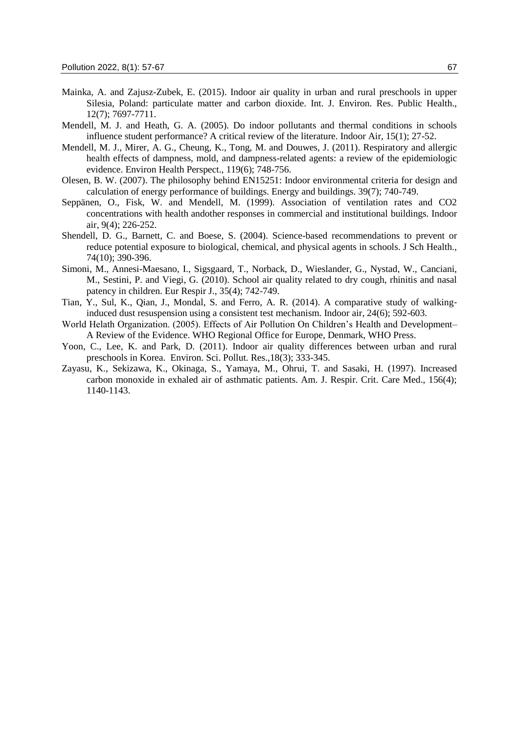Mainka, A. and Zajusz-Zubek, E. (2015). Indoor air quality in urban and rural preschools in upper Silesia, Poland: particulate matter and carbon dioxide. Int. J. Environ. Res. Public Health., 12(7); 7697-7711.

Mendell, M. J. and Heath, G. A. (2005). Do indoor pollutants and thermal conditions in schools influence student performance? A critical review of the literature. Indoor Air, 15(1); 27-52.

Mendell, M. J., Mirer, A. G., Cheung, K., Tong, M. and Douwes, J. (2011). Respiratory and allergic health effects of dampness, mold, and dampness-related agents: a review of the epidemiologic evidence. Environ Health Perspect., 119(6); 748-756.

Olesen, B. W. (2007). The philosophy behind EN15251: Indoor environmental criteria for design and calculation of energy performance of buildings. Energy and buildings. 39(7); 740-749.

Seppänen, O., Fisk, W. and Mendell, M. (1999). Association of ventilation rates and CO2 concentrations with health andother responses in commercial and institutional buildings. Indoor air, 9(4); 226-252.

Shendell, D. G., Barnett, C. and Boese, S. (2004). Science-based recommendations to prevent or reduce potential exposure to biological, chemical, and physical agents in schools. J Sch Health., 74(10); 390-396.

Simoni, M., Annesi-Maesano, I., Sigsgaard, T., Norback, D., Wieslander, G., Nystad, W., Canciani, M., Sestini, P. and Viegi, G. (2010). School air quality related to dry cough, rhinitis and nasal patency in children. Eur Respir J., 35(4); 742-749.

Tian, Y., Sul, K., Qian, J., Mondal, S. and Ferro, A. R. (2014). A comparative study of walking-induced dust resuspension using a consistent test mechanism. Indoor air, 24(6); 592-603.

World Helath Organization. (2005). Effects of Air Pollution On Children's Health and Development– A Review of the Evidence. WHO Regional Office for Europe, Denmark, WHO Press.

Yoon, C., Lee, K. and Park, D. (2011). Indoor air quality differences between urban and rural preschools in Korea. Environ. Sci. Pollut. Res.,18(3); 333-345.

Zayasu, K., Sekizawa, K., Okinaga, S., Yamaya, M., Ohrui, T. and Sasaki, H. (1997). Increased carbon monoxide in exhaled air of asthmatic patients. Am. J. Respir. Crit. Care Med., 156(4); 1140-1143.